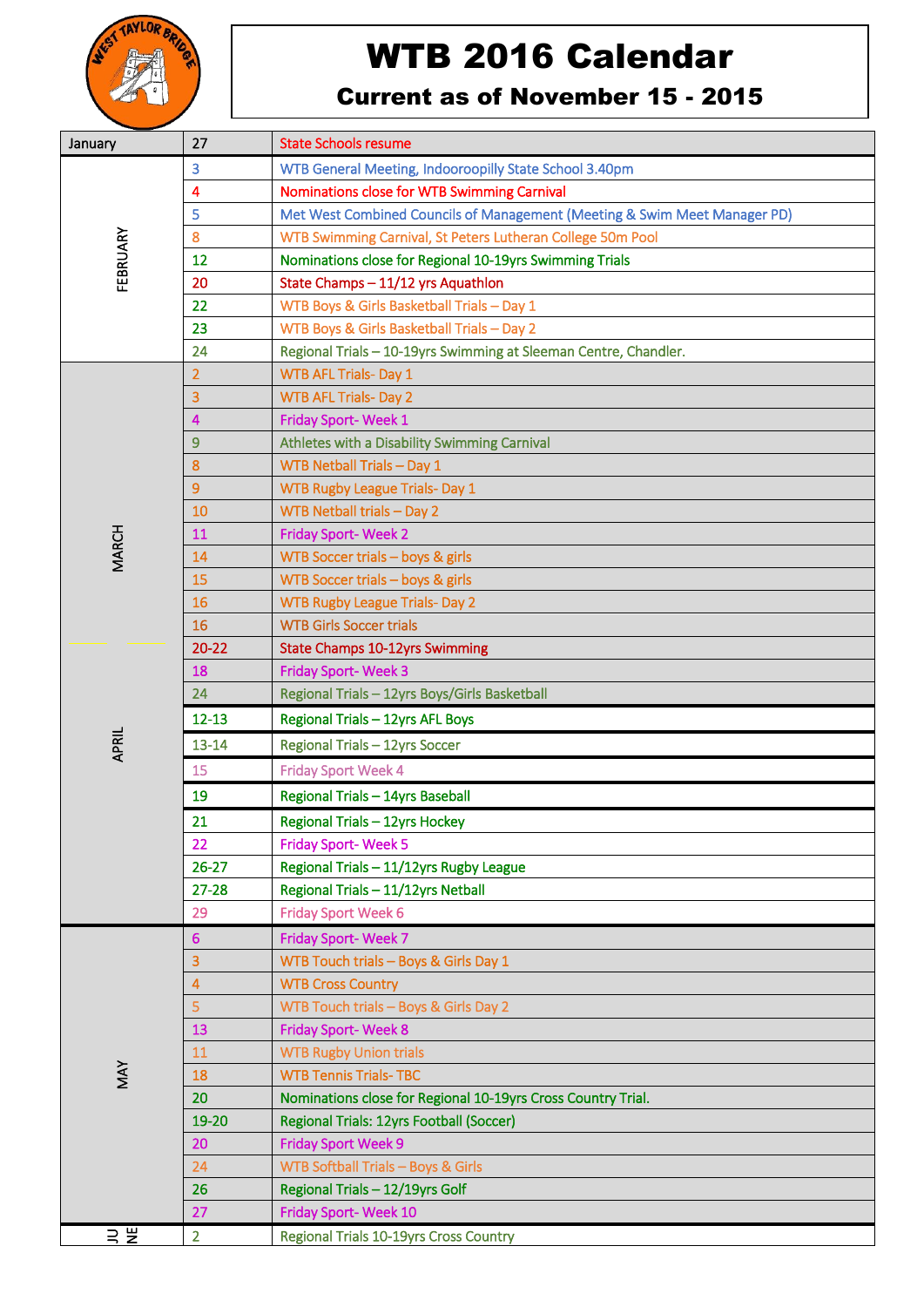# WTB 2016 Calendar

## Current as of November 15 - 2015

| Month | Date | Event |
|---|---|---|
| January | 27 | State Schools resume |
| FEBRUARY | 3 | WTB General Meeting, Indooroopilly State School 3.40pm |
| | 4 | Nominations close for WTB Swimming Carnival |
| | 5 | Met West Combined Councils of Management (Meeting & Swim Meet Manager PD) |
| | 8 | WTB Swimming Carnival, St Peters Lutheran College 50m Pool |
| | 12 | Nominations close for Regional 10-19yrs Swimming Trials |
| | 20 | State Champs – 11/12 yrs Aquathlon |
| | 22 | WTB Boys & Girls Basketball Trials – Day 1 |
| | 23 | WTB Boys & Girls Basketball Trials – Day 2 |
| | 24 | Regional Trials – 10-19yrs Swimming at Sleeman Centre, Chandler. |
| MARCH | 2 | WTB AFL Trials- Day 1 |
| | 3 | WTB AFL Trials- Day 2 |
| | 4 | Friday Sport- Week 1 |
| | 9 | Athletes with a Disability Swimming Carnival |
| | 8 | WTB Netball Trials – Day 1 |
| | 9 | WTB Rugby League Trials- Day 1 |
| | 10 | WTB Netball trials – Day 2 |
| | 11 | Friday Sport- Week 2 |
| | 14 | WTB Soccer trials – boys & girls |
| | 15 | WTB Soccer trials – boys & girls |
| | 16 | WTB Rugby League Trials- Day 2 |
| | 16 | WTB Girls Soccer trials |
| | 20-22 | State Champs 10-12yrs Swimming |
| | 18 | Friday Sport- Week 3 |
| | 24 | Regional Trials – 12yrs Boys/Girls Basketball |
| APRIL | 12-13 | Regional Trials – 12yrs AFL Boys |
| | 13-14 | Regional Trials – 12yrs Soccer |
| | 15 | Friday Sport Week 4 |
| | 19 | Regional Trials – 14yrs Baseball |
| | 21 | Regional Trials – 12yrs Hockey |
| | 22 | Friday Sport- Week 5 |
| | 26-27 | Regional Trials – 11/12yrs Rugby League |
| | 27-28 | Regional Trials – 11/12yrs Netball |
| | 29 | Friday Sport Week 6 |
| MAY | 6 | Friday Sport- Week 7 |
| | 3 | WTB Touch trials – Boys & Girls Day 1 |
| | 4 | WTB Cross Country |
| | 5 | WTB Touch trials – Boys & Girls Day 2 |
| | 13 | Friday Sport- Week 8 |
| | 11 | WTB Rugby Union trials |
| | 18 | WTB Tennis Trials- TBC |
| | 20 | Nominations close for Regional 10-19yrs Cross Country Trial. |
| | 19-20 | Regional Trials: 12yrs Football (Soccer) |
| | 20 | Friday Sport Week 9 |
| | 24 | WTB Softball Trials – Boys & Girls |
| | 26 | Regional Trials – 12/19yrs Golf |
| | 27 | Friday Sport- Week 10 |
| JUNE | 2 | Regional Trials 10-19yrs Cross Country |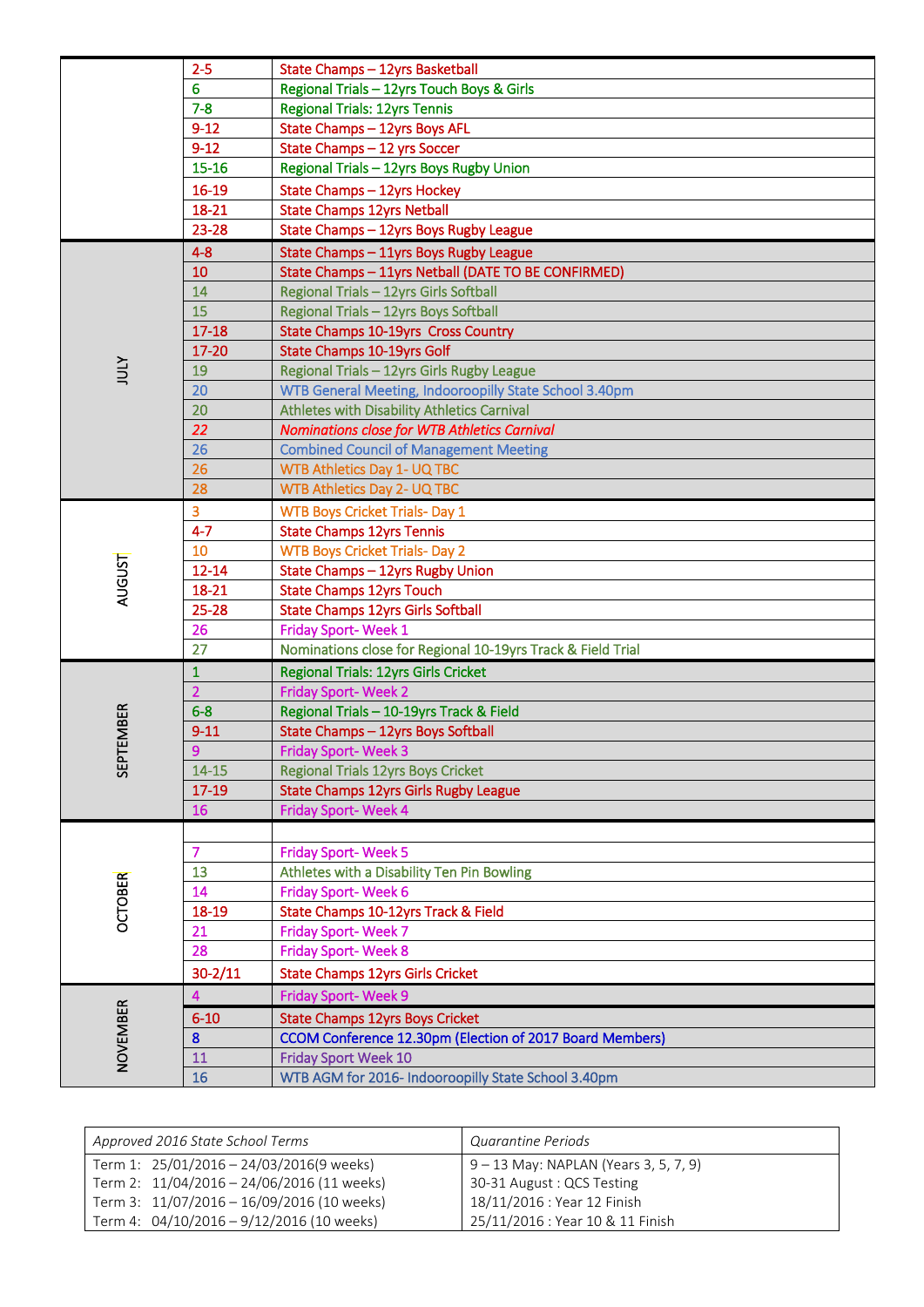| | | |
|---|---|---|
| | 2-5 | State Champs – 12yrs Basketball |
| | 6 | Regional Trials – 12yrs Touch Boys & Girls |
| | 7-8 | Regional Trials: 12yrs Tennis |
| | 9-12 | State Champs – 12yrs Boys AFL |
| | 9-12 | State Champs – 12 yrs Soccer |
| | 15-16 | Regional Trials – 12yrs Boys Rugby Union |
| | 16-19 | State Champs – 12yrs Hockey |
| | 18-21 | State Champs 12yrs Netball |
| | 23-28 | State Champs – 12yrs Boys Rugby League |
| JULY | 4-8 | State Champs – 11yrs Boys Rugby League |
| | 10 | State Champs – 11yrs Netball (DATE TO BE CONFIRMED) |
| | 14 | Regional Trials – 12yrs Girls Softball |
| | 15 | Regional Trials – 12yrs Boys Softball |
| | 17-18 | State Champs 10-19yrs Cross Country |
| | 17-20 | State Champs 10-19yrs Golf |
| | 19 | Regional Trials – 12yrs Girls Rugby League |
| | 20 | WTB General Meeting, Indooroopilly State School 3.40pm |
| | 20 | Athletes with Disability Athletics Carnival |
| | *22* | *Nominations close for WTB Athletics Carnival* |
| | 26 | Combined Council of Management Meeting |
| | 26 | WTB Athletics Day 1- UQ TBC |
| | 28 | WTB Athletics Day 2- UQ TBC |
| AUGUST | 3 | WTB Boys Cricket Trials- Day 1 |
| | 4-7 | State Champs 12yrs Tennis |
| | 10 | WTB Boys Cricket Trials- Day 2 |
| | 12-14 | State Champs – 12yrs Rugby Union |
| | 18-21 | State Champs 12yrs Touch |
| | 25-28 | State Champs 12yrs Girls Softball |
| | 26 | Friday Sport- Week 1 |
| | 27 | Nominations close for Regional 10-19yrs Track & Field Trial |
| SEPTEMBER | 1 | Regional Trials: 12yrs Girls Cricket |
| | 2 | Friday Sport- Week 2 |
| | 6-8 | Regional Trials – 10-19yrs Track & Field |
| | 9-11 | State Champs – 12yrs Boys Softball |
| | 9 | Friday Sport- Week 3 |
| | 14-15 | Regional Trials 12yrs Boys Cricket |
| | 17-19 | State Champs 12yrs Girls Rugby League |
| | 16 | Friday Sport- Week 4 |
| OCTOBER | | |
| | 7 | Friday Sport- Week 5 |
| | 13 | Athletes with a Disability Ten Pin Bowling |
| | 14 | Friday Sport- Week 6 |
| | 18-19 | State Champs 10-12yrs Track & Field |
| | 21 | Friday Sport- Week 7 |
| | 28 | Friday Sport- Week 8 |
| | 30-2/11 | State Champs 12yrs Girls Cricket |
| NOVEMBER | 4 | Friday Sport- Week 9 |
| | 6-10 | State Champs 12yrs Boys Cricket |
| | 8 | CCOM Conference 12.30pm (Election of 2017 Board Members) |
| | 11 | Friday Sport Week 10 |
| | 16 | WTB AGM for 2016- Indooroopilly State School 3.40pm |

| *Approved 2016 State School Terms* | *Quarantine Periods* |
|---|---|
| Term 1: 25/01/2016 – 24/03/2016(9 weeks)<br>Term 2: 11/04/2016 – 24/06/2016 (11 weeks)<br>Term 3: 11/07/2016 – 16/09/2016 (10 weeks)<br>Term 4: 04/10/2016 – 9/12/2016 (10 weeks) | 9 – 13 May: NAPLAN (Years 3, 5, 7, 9)<br>30-31 August : QCS Testing<br>18/11/2016 : Year 12 Finish<br>25/11/2016 : Year 10 & 11 Finish |